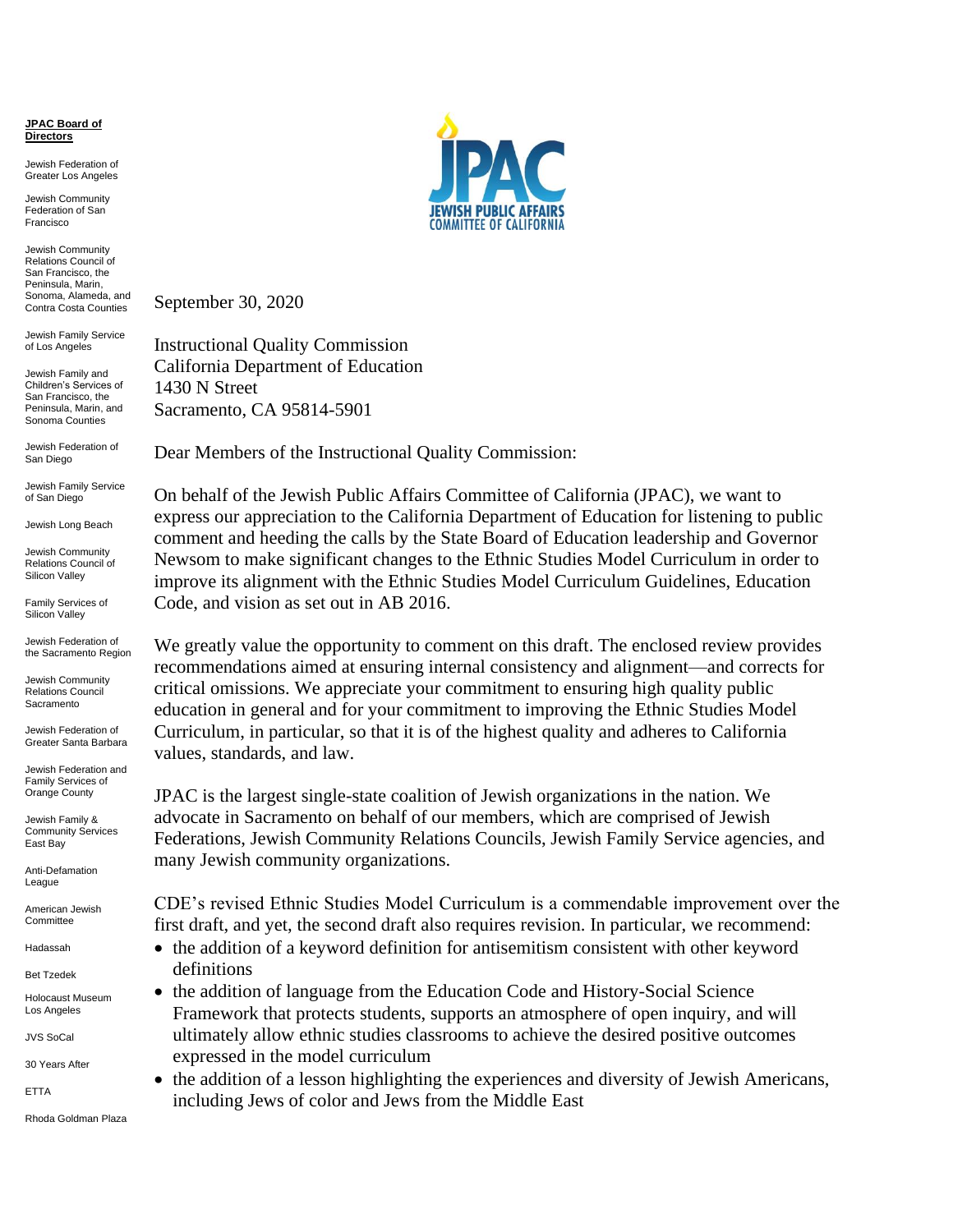**JPAC Board of Directors**

Jewish Federation of Greater Los Angeles

Jewish Community Federation of San Francisco

Jewish Community Relations Council of San Francisco, the Peninsula, Marin, Sonoma, Alameda, and Contra Costa Counties

Jewish Family Service of Los Angeles

Jewish Family and Children's Services of San Francisco, the Peninsula, Marin, and Sonoma Counties

Jewish Federation of San Diego

Jewish Family Service of San Diego

Jewish Long Beach

Jewish Community Relations Council of Silicon Valley

Family Services of Silicon Valley

Jewish Federation of the Sacramento Region

Jewish Community Relations Council Sacramento

Jewish Federation of Greater Santa Barbara

Jewish Federation and Family Services of Orange County

Jewish Family & Community Services East Bay

Anti-Defamation League

American Jewish Committee

Hadassah

Bet Tzedek

Holocaust Museum Los Angeles

JVS SoCal

30 Years After

ETTA

Rhoda Goldman Plaza

JPAC
JEWISH PUBLIC AFFAIRS COMMITTEE OF CALIFORNIA

September 30, 2020

Instructional Quality Commission
California Department of Education
1430 N Street
Sacramento, CA 95814-5901

Dear Members of the Instructional Quality Commission:

On behalf of the Jewish Public Affairs Committee of California (JPAC), we want to express our appreciation to the California Department of Education for listening to public comment and heeding the calls by the State Board of Education leadership and Governor Newsom to make significant changes to the Ethnic Studies Model Curriculum in order to improve its alignment with the Ethnic Studies Model Curriculum Guidelines, Education Code, and vision as set out in AB 2016.

We greatly value the opportunity to comment on this draft. The enclosed review provides recommendations aimed at ensuring internal consistency and alignment—and corrects for critical omissions. We appreciate your commitment to ensuring high quality public education in general and for your commitment to improving the Ethnic Studies Model Curriculum, in particular, so that it is of the highest quality and adheres to California values, standards, and law.

JPAC is the largest single-state coalition of Jewish organizations in the nation. We advocate in Sacramento on behalf of our members, which are comprised of Jewish Federations, Jewish Community Relations Councils, Jewish Family Service agencies, and many Jewish community organizations.

CDE's revised Ethnic Studies Model Curriculum is a commendable improvement over the first draft, and yet, the second draft also requires revision. In particular, we recommend:

- the addition of a keyword definition for antisemitism consistent with other keyword definitions
- the addition of language from the Education Code and History-Social Science Framework that protects students, supports an atmosphere of open inquiry, and will ultimately allow ethnic studies classrooms to achieve the desired positive outcomes expressed in the model curriculum
- the addition of a lesson highlighting the experiences and diversity of Jewish Americans, including Jews of color and Jews from the Middle East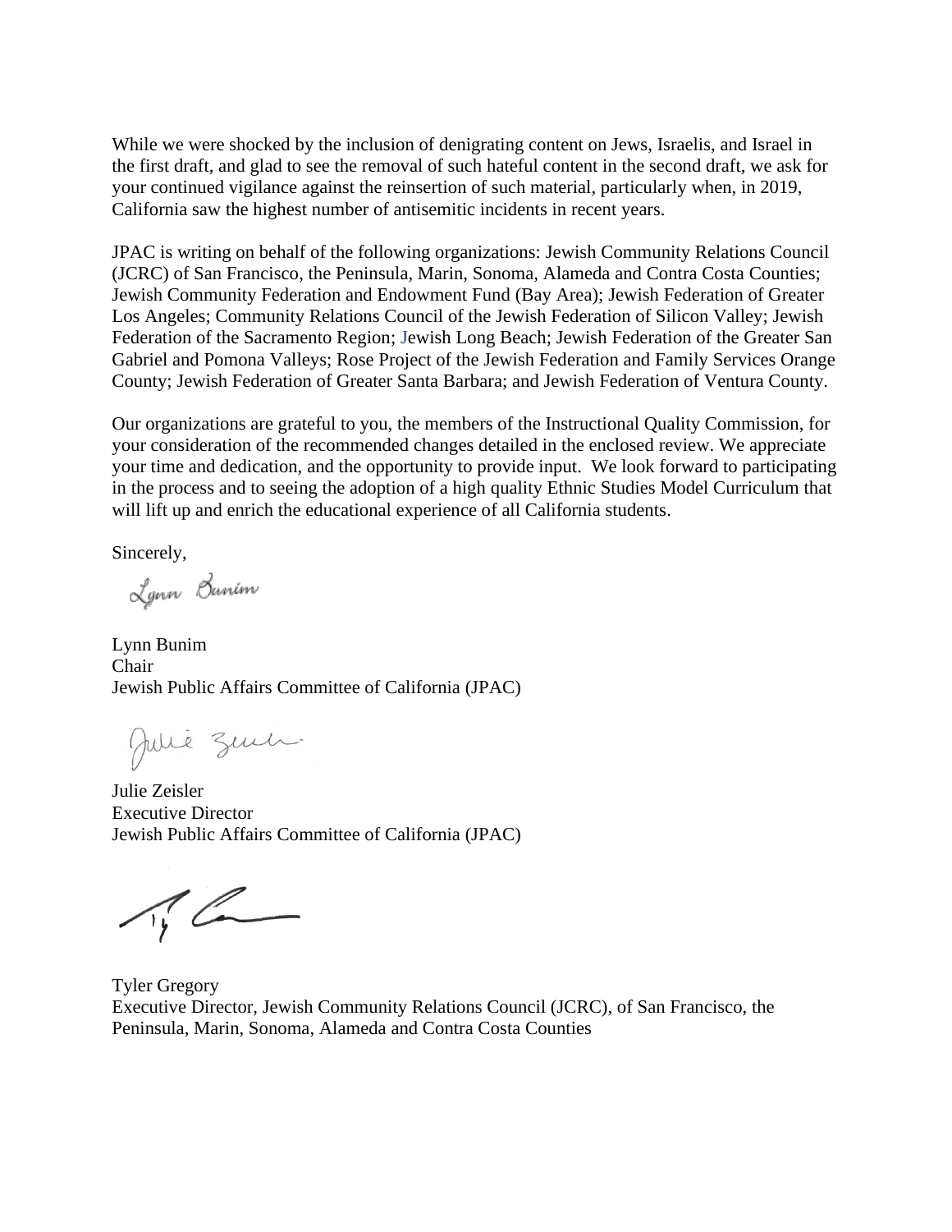While we were shocked by the inclusion of denigrating content on Jews, Israelis, and Israel in the first draft, and glad to see the removal of such hateful content in the second draft, we ask for your continued vigilance against the reinsertion of such material, particularly when, in 2019, California saw the highest number of antisemitic incidents in recent years.

JPAC is writing on behalf of the following organizations: Jewish Community Relations Council (JCRC) of San Francisco, the Peninsula, Marin, Sonoma, Alameda and Contra Costa Counties; Jewish Community Federation and Endowment Fund (Bay Area); Jewish Federation of Greater Los Angeles; Community Relations Council of the Jewish Federation of Silicon Valley; Jewish Federation of the Sacramento Region; Jewish Long Beach; Jewish Federation of the Greater San Gabriel and Pomona Valleys; Rose Project of the Jewish Federation and Family Services Orange County; Jewish Federation of Greater Santa Barbara; and Jewish Federation of Ventura County.

Our organizations are grateful to you, the members of the Instructional Quality Commission, for your consideration of the recommended changes detailed in the enclosed review. We appreciate your time and dedication, and the opportunity to provide input. We look forward to participating in the process and to seeing the adoption of a high quality Ethnic Studies Model Curriculum that will lift up and enrich the educational experience of all California students.

Sincerely,

Lynn Bunim
Chair
Jewish Public Affairs Committee of California (JPAC)

Julie Zeisler
Executive Director
Jewish Public Affairs Committee of California (JPAC)

Tyler Gregory
Executive Director, Jewish Community Relations Council (JCRC), of San Francisco, the Peninsula, Marin, Sonoma, Alameda and Contra Costa Counties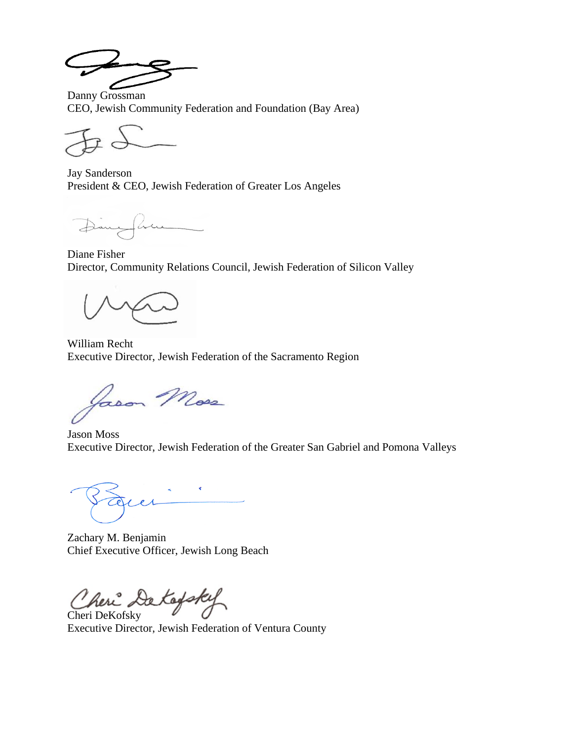Danny Grossman
CEO, Jewish Community Federation and Foundation (Bay Area)

Jay Sanderson
President & CEO, Jewish Federation of Greater Los Angeles

Diane Fisher
Director, Community Relations Council, Jewish Federation of Silicon Valley

William Recht
Executive Director, Jewish Federation of the Sacramento Region

Jason Moss
Executive Director, Jewish Federation of the Greater San Gabriel and Pomona Valleys

Zachary M. Benjamin
Chief Executive Officer, Jewish Long Beach

Cheri DeKofsky
Executive Director, Jewish Federation of Ventura County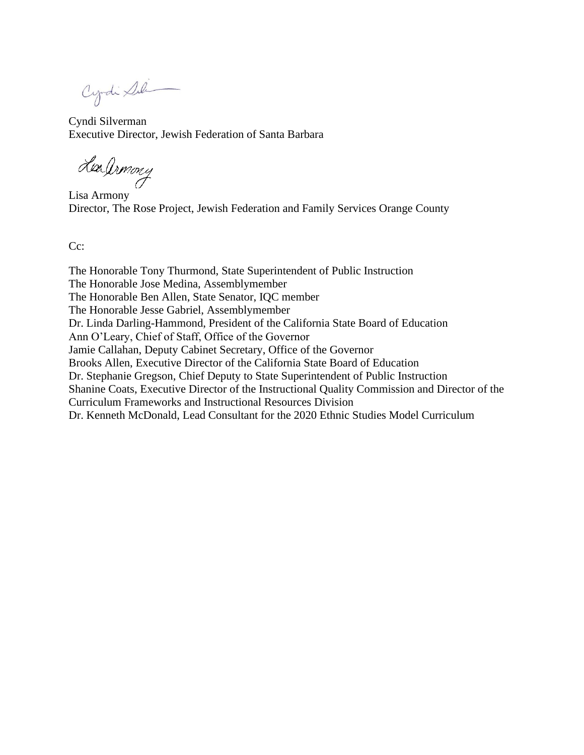Cyndi Silverman
Executive Director, Jewish Federation of Santa Barbara

Lisa Armony
Director, The Rose Project, Jewish Federation and Family Services Orange County

Cc:

The Honorable Tony Thurmond, State Superintendent of Public Instruction
The Honorable Jose Medina, Assemblymember
The Honorable Ben Allen, State Senator, IQC member
The Honorable Jesse Gabriel, Assemblymember
Dr. Linda Darling-Hammond, President of the California State Board of Education
Ann O'Leary, Chief of Staff, Office of the Governor
Jamie Callahan, Deputy Cabinet Secretary, Office of the Governor
Brooks Allen, Executive Director of the California State Board of Education
Dr. Stephanie Gregson, Chief Deputy to State Superintendent of Public Instruction
Shanine Coats, Executive Director of the Instructional Quality Commission and Director of the Curriculum Frameworks and Instructional Resources Division
Dr. Kenneth McDonald, Lead Consultant for the 2020 Ethnic Studies Model Curriculum